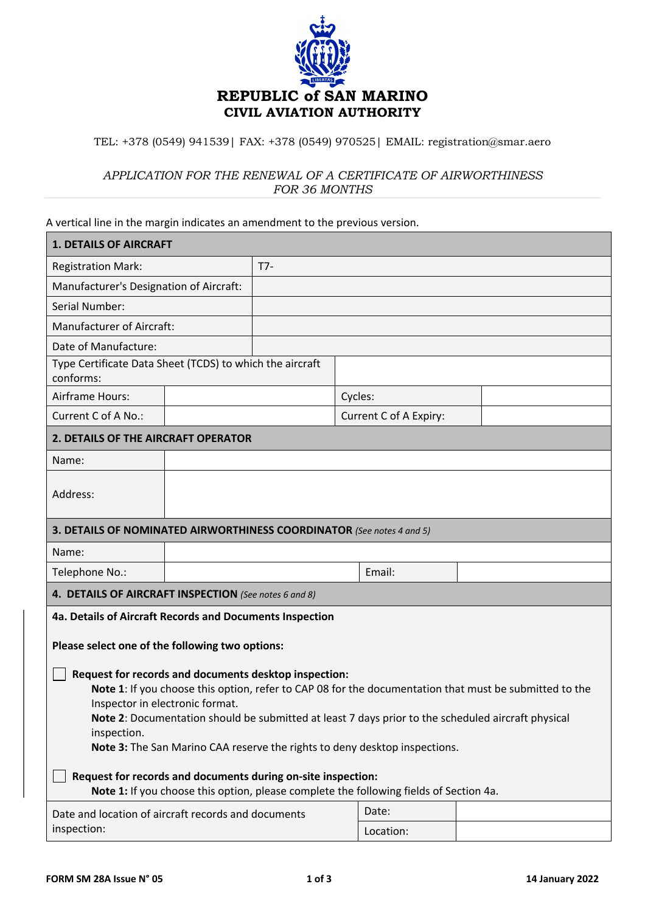# REPUBLIC of SAN MARINO
## CIVIL AVIATION AUTHORITY

TEL: +378 (0549) 941539| FAX: +378 (0549) 970525| EMAIL: registration@smar.aero

*APPLICATION FOR THE RENEWAL OF A CERTIFICATE OF AIRWORTHINESS FOR 36 MONTHS*

A vertical line in the margin indicates an amendment to the previous version.

| **1. DETAILS OF AIRCRAFT** | | | |
|---|---|---|---|
| Registration Mark: | T7- | | |
| Manufacturer's Designation of Aircraft: | | | |
| Serial Number: | | | |
| Manufacturer of Aircraft: | | | |
| Date of Manufacture: | | | |
| Type Certificate Data Sheet (TCDS) to which the aircraft conforms: | | | |
| Airframe Hours: | | Cycles: | |
| Current C of A No.: | | Current C of A Expiry: | |

| **2. DETAILS OF THE AIRCRAFT OPERATOR** | |
|---|---|
| Name: | |
| Address: | |

| **3. DETAILS OF NOMINATED AIRWORTHINESS COORDINATOR** *(See notes 4 and 5)* | | | |
|---|---|---|---|
| Name: | | | |
| Telephone No.: | | Email: | |

**4. DETAILS OF AIRCRAFT INSPECTION** *(See notes 6 and 8)*

**4a. Details of Aircraft Records and Documents Inspection**

**Please select one of the following two options:**

☐ **Request for records and documents desktop inspection:**
**Note 1**: If you choose this option, refer to CAP 08 for the documentation that must be submitted to the Inspector in electronic format.
**Note 2**: Documentation should be submitted at least 7 days prior to the scheduled aircraft physical inspection.
**Note 3:** The San Marino CAA reserve the rights to deny desktop inspections.

☐ **Request for records and documents during on-site inspection:**
**Note 1:** If you choose this option, please complete the following fields of Section 4a.

| Date and location of aircraft records and documents inspection: | Date: | |
|---|---|---|
| | Location: | |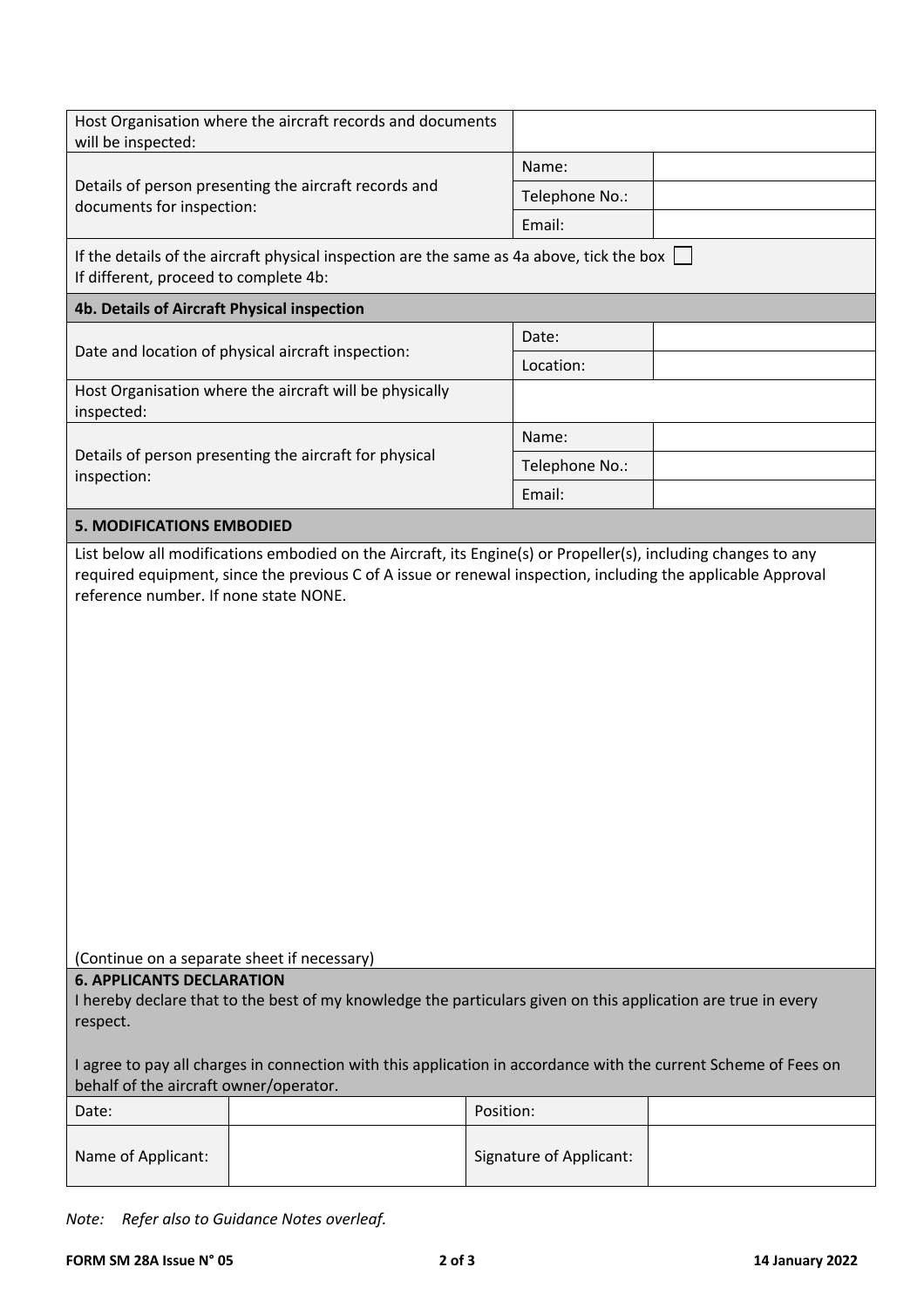| | | |
|---|---|---|
| Host Organisation where the aircraft records and documents will be inspected: | | |
| Details of person presenting the aircraft records and documents for inspection: | Name: | |
| | Telephone No.: | |
| | Email: | |

If the details of the aircraft physical inspection are the same as 4a above, tick the box ☐
If different, proceed to complete 4b:

### 4b. Details of Aircraft Physical inspection

| | | |
|---|---|---|
| Date and location of physical aircraft inspection: | Date: | |
| | Location: | |
| Host Organisation where the aircraft will be physically inspected: | | |
| Details of person presenting the aircraft for physical inspection: | Name: | |
| | Telephone No.: | |
| | Email: | |

### 5. MODIFICATIONS EMBODIED

List below all modifications embodied on the Aircraft, its Engine(s) or Propeller(s), including changes to any required equipment, since the previous C of A issue or renewal inspection, including the applicable Approval reference number. If none state NONE.

(Continue on a separate sheet if necessary)

### 6. APPLICANTS DECLARATION

I hereby declare that to the best of my knowledge the particulars given on this application are true in every respect.

I agree to pay all charges in connection with this application in accordance with the current Scheme of Fees on behalf of the aircraft owner/operator.

| | | | |
|---|---|---|---|
| Date: | | Position: | |
| Name of Applicant: | | Signature of Applicant: | |

*Note: Refer also to Guidance Notes overleaf.*

**FORM SM 28A Issue N° 05** **14 January 2022**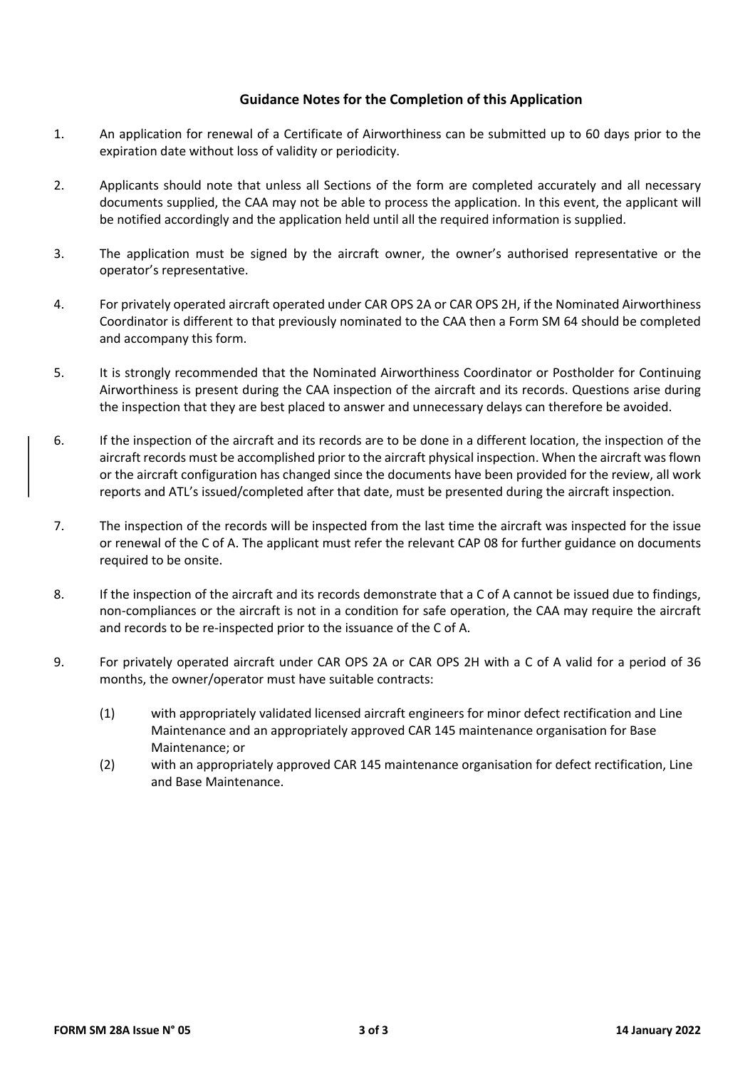## Guidance Notes for the Completion of this Application

1. An application for renewal of a Certificate of Airworthiness can be submitted up to 60 days prior to the expiration date without loss of validity or periodicity.

2. Applicants should note that unless all Sections of the form are completed accurately and all necessary documents supplied, the CAA may not be able to process the application. In this event, the applicant will be notified accordingly and the application held until all the required information is supplied.

3. The application must be signed by the aircraft owner, the owner's authorised representative or the operator's representative.

4. For privately operated aircraft operated under CAR OPS 2A or CAR OPS 2H, if the Nominated Airworthiness Coordinator is different to that previously nominated to the CAA then a Form SM 64 should be completed and accompany this form.

5. It is strongly recommended that the Nominated Airworthiness Coordinator or Postholder for Continuing Airworthiness is present during the CAA inspection of the aircraft and its records. Questions arise during the inspection that they are best placed to answer and unnecessary delays can therefore be avoided.

6. If the inspection of the aircraft and its records are to be done in a different location, the inspection of the aircraft records must be accomplished prior to the aircraft physical inspection. When the aircraft was flown or the aircraft configuration has changed since the documents have been provided for the review, all work reports and ATL's issued/completed after that date, must be presented during the aircraft inspection.

7. The inspection of the records will be inspected from the last time the aircraft was inspected for the issue or renewal of the C of A. The applicant must refer the relevant CAP 08 for further guidance on documents required to be onsite.

8. If the inspection of the aircraft and its records demonstrate that a C of A cannot be issued due to findings, non-compliances or the aircraft is not in a condition for safe operation, the CAA may require the aircraft and records to be re-inspected prior to the issuance of the C of A.

9. For privately operated aircraft under CAR OPS 2A or CAR OPS 2H with a C of A valid for a period of 36 months, the owner/operator must have suitable contracts:

   (1) with appropriately validated licensed aircraft engineers for minor defect rectification and Line Maintenance and an appropriately approved CAR 145 maintenance organisation for Base Maintenance; or

   (2) with an appropriately approved CAR 145 maintenance organisation for defect rectification, Line and Base Maintenance.

**FORM SM 28A Issue N° 05** **14 January 2022**